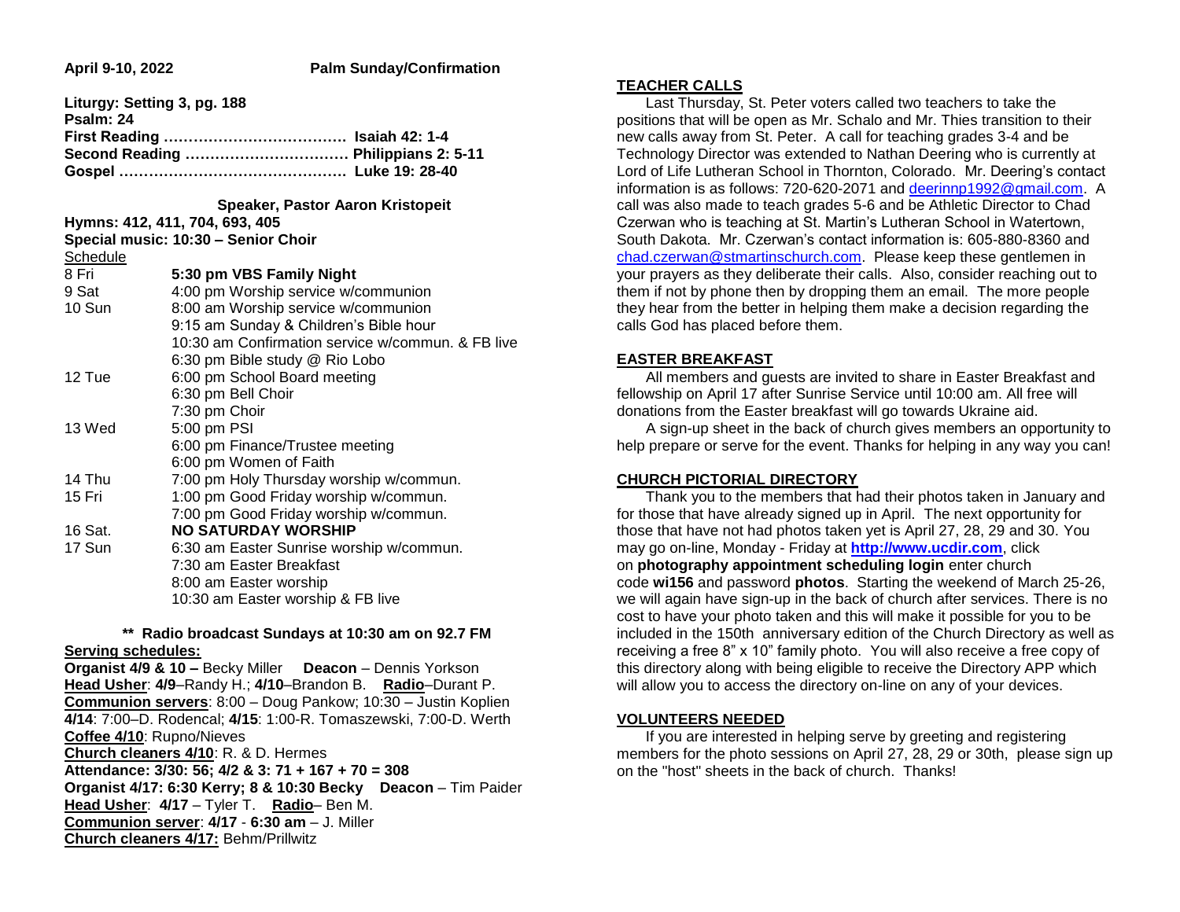**April 9-10, 2022 Palm Sunday/Confirmation**

**Liturgy: Setting 3, pg. 188**
**Psalm: 24**
**First Reading ………………………………. Isaiah 42: 1-4**
**Second Reading …………………………… Philippians 2: 5-11**
**Gospel ………………………………………. Luke 19: 28-40**

**Speaker, Pastor Aaron Kristopeit**

**Hymns: 412, 411, 704, 693, 405**
**Special music: 10:30 – Senior Choir**

Schedule

| | |
|---|---|
| 8 Fri | **5:30 pm VBS Family Night** |
| 9 Sat | 4:00 pm Worship service w/communion |
| 10 Sun | 8:00 am Worship service w/communion |
| | 9:15 am Sunday & Children's Bible hour |
| | 10:30 am Confirmation service w/commun. & FB live |
| | 6:30 pm Bible study @ Rio Lobo |
| 12 Tue | 6:00 pm School Board meeting |
| | 6:30 pm Bell Choir |
| | 7:30 pm Choir |
| 13 Wed | 5:00 pm PSI |
| | 6:00 pm Finance/Trustee meeting |
| | 6:00 pm Women of Faith |
| 14 Thu | 7:00 pm Holy Thursday worship w/commun. |
| 15 Fri | 1:00 pm Good Friday worship w/commun. |
| | 7:00 pm Good Friday worship w/commun. |
| 16 Sat. | **NO SATURDAY WORSHIP** |
| 17 Sun | 6:30 am Easter Sunrise worship w/commun. |
| | 7:30 am Easter Breakfast |
| | 8:00 am Easter worship |
| | 10:30 am Easter worship & FB live |

**\*\* Radio broadcast Sundays at 10:30 am on 92.7 FM**

**Serving schedules:**

**Organist 4/9 & 10 –** Becky Miller **Deacon** – Dennis Yorkson
**Head Usher**: **4/9**–Randy H.; **4/10**–Brandon B. **Radio**–Durant P.
**Communion servers**: 8:00 – Doug Pankow; 10:30 – Justin Koplien
**4/14**: 7:00–D. Rodencal; **4/15**: 1:00-R. Tomaszewski, 7:00-D. Werth
**Coffee 4/10**: Rupno/Nieves
**Church cleaners 4/10**: R. & D. Hermes
**Attendance: 3/30: 56; 4/2 & 3: 71 + 167 + 70 = 308**
**Organist 4/17: 6:30 Kerry; 8 & 10:30 Becky Deacon** – Tim Paider
**Head Usher**: **4/17** – Tyler T. **Radio**– Ben M.
**Communion server**: **4/17** - **6:30 am** – J. Miller
**Church cleaners 4/17:** Behm/Prillwitz

## TEACHER CALLS

Last Thursday, St. Peter voters called two teachers to take the positions that will be open as Mr. Schalo and Mr. Thies transition to their new calls away from St. Peter. A call for teaching grades 3-4 and be Technology Director was extended to Nathan Deering who is currently at Lord of Life Lutheran School in Thornton, Colorado. Mr. Deering's contact information is as follows: 720-620-2071 and deerinnp1992@gmail.com. A call was also made to teach grades 5-6 and be Athletic Director to Chad Czerwan who is teaching at St. Martin's Lutheran School in Watertown, South Dakota. Mr. Czerwan's contact information is: 605-880-8360 and chad.czerwan@stmartinschurch.com. Please keep these gentlemen in your prayers as they deliberate their calls. Also, consider reaching out to them if not by phone then by dropping them an email. The more people they hear from the better in helping them make a decision regarding the calls God has placed before them.

## EASTER BREAKFAST

All members and guests are invited to share in Easter Breakfast and fellowship on April 17 after Sunrise Service until 10:00 am. All free will donations from the Easter breakfast will go towards Ukraine aid.

A sign-up sheet in the back of church gives members an opportunity to help prepare or serve for the event. Thanks for helping in any way you can!

## CHURCH PICTORIAL DIRECTORY

Thank you to the members that had their photos taken in January and for those that have already signed up in April. The next opportunity for those that have not had photos taken yet is April 27, 28, 29 and 30. You may go on-line, Monday - Friday at **http://www.ucdir.com**, click on **photography appointment scheduling login** enter church code **wi156** and password **photos**. Starting the weekend of March 25-26, we will again have sign-up in the back of church after services. There is no cost to have your photo taken and this will make it possible for you to be included in the 150th anniversary edition of the Church Directory as well as receiving a free 8" x 10" family photo. You will also receive a free copy of this directory along with being eligible to receive the Directory APP which will allow you to access the directory on-line on any of your devices.

## VOLUNTEERS NEEDED

If you are interested in helping serve by greeting and registering members for the photo sessions on April 27, 28, 29 or 30th, please sign up on the "host" sheets in the back of church. Thanks!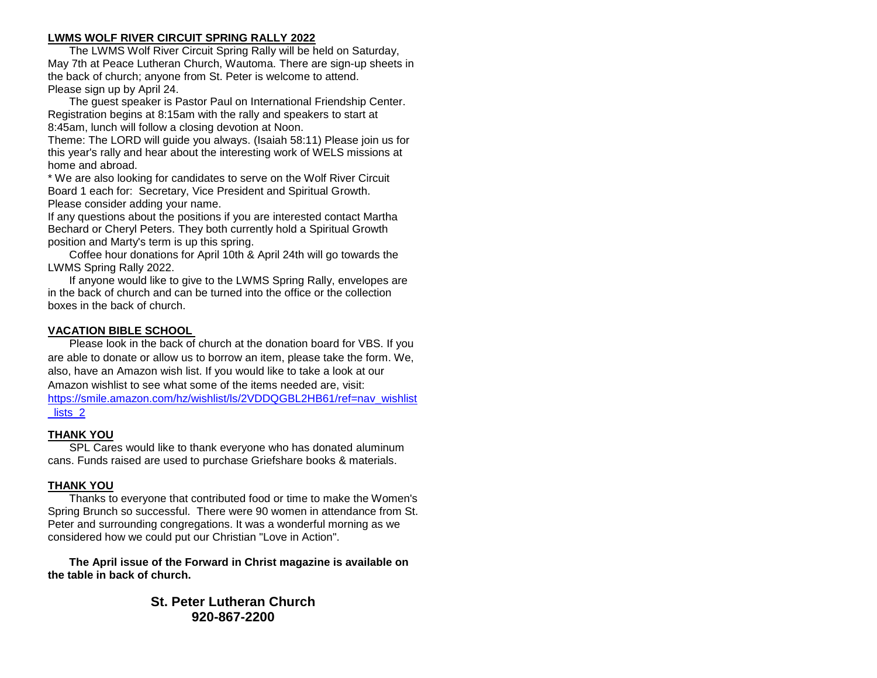**LWMS WOLF RIVER CIRCUIT SPRING RALLY 2022**

The LWMS Wolf River Circuit Spring Rally will be held on Saturday, May 7th at Peace Lutheran Church, Wautoma. There are sign-up sheets in the back of church; anyone from St. Peter is welcome to attend. Please sign up by April 24.

The guest speaker is Pastor Paul on International Friendship Center. Registration begins at 8:15am with the rally and speakers to start at 8:45am, lunch will follow a closing devotion at Noon.

Theme: The LORD will guide you always. (Isaiah 58:11) Please join us for this year's rally and hear about the interesting work of WELS missions at home and abroad.

* We are also looking for candidates to serve on the Wolf River Circuit Board 1 each for: Secretary, Vice President and Spiritual Growth. Please consider adding your name.

If any questions about the positions if you are interested contact Martha Bechard or Cheryl Peters. They both currently hold a Spiritual Growth position and Marty's term is up this spring.

Coffee hour donations for April 10th & April 24th will go towards the LWMS Spring Rally 2022.

If anyone would like to give to the LWMS Spring Rally, envelopes are in the back of church and can be turned into the office or the collection boxes in the back of church.

**VACATION BIBLE SCHOOL**

Please look in the back of church at the donation board for VBS. If you are able to donate or allow us to borrow an item, please take the form. We, also, have an Amazon wish list. If you would like to take a look at our Amazon wishlist to see what some of the items needed are, visit: [https://smile.amazon.com/hz/wishlist/ls/2VDDQGBL2HB61/ref=nav_wishlist_lists_2](https://smile.amazon.com/hz/wishlist/ls/2VDDQGBL2HB61/ref=nav_wishlist_lists_2)

**THANK YOU**

SPL Cares would like to thank everyone who has donated aluminum cans. Funds raised are used to purchase Griefshare books & materials.

**THANK YOU**

Thanks to everyone that contributed food or time to make the Women's Spring Brunch so successful. There were 90 women in attendance from St. Peter and surrounding congregations. It was a wonderful morning as we considered how we could put our Christian "Love in Action".

**The April issue of the Forward in Christ magazine is available on the table in back of church.**

**St. Peter Lutheran Church**
**920-867-2200**